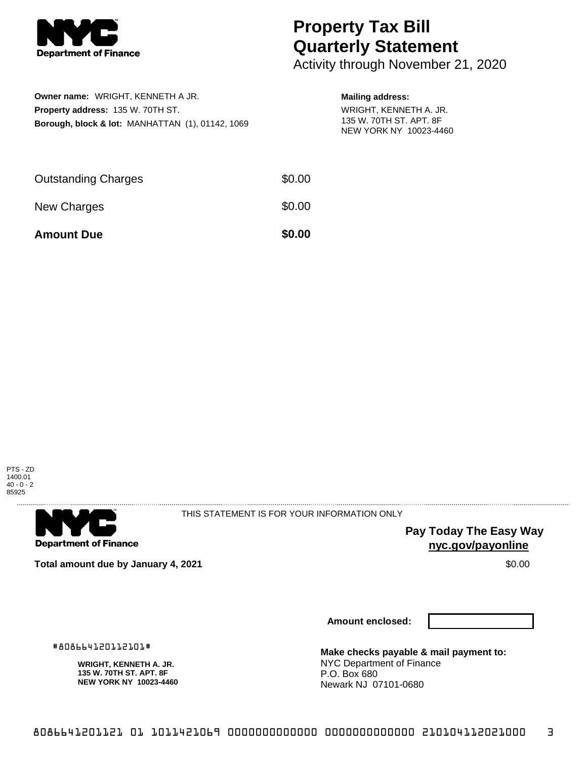# Property Tax Bill Quarterly Statement

Activity through November 21, 2020

**Owner name:** WRIGHT, KENNETH A JR.
**Property address:** 135 W. 70TH ST.
**Borough, block & lot:** MANHATTAN (1), 01142, 1069

**Mailing address:**
WRIGHT, KENNETH A. JR.
135 W. 70TH ST. APT. 8F
NEW YORK NY 10023-4460

| | |
|---|---|
| Outstanding Charges | $0.00 |
| New Charges | $0.00 |
| **Amount Due** | **$0.00** |

PTS - ZD
1400.01
40 - 0 - 2
85925

THIS STATEMENT IS FOR YOUR INFORMATION ONLY

**Pay Today The Easy Way**
**nyc.gov/payonline**

**Total amount due by January 4, 2021** $0.00

**Amount enclosed:**

#808664120112101#

**WRIGHT, KENNETH A. JR.**
**135 W. 70TH ST. APT. 8F**
**NEW YORK NY 10023-4460**

**Make checks payable & mail payment to:**
NYC Department of Finance
P.O. Box 680
Newark NJ 07101-0680

8086641201121 01 1011421069 0000000000000 0000000000000 210104112021000 3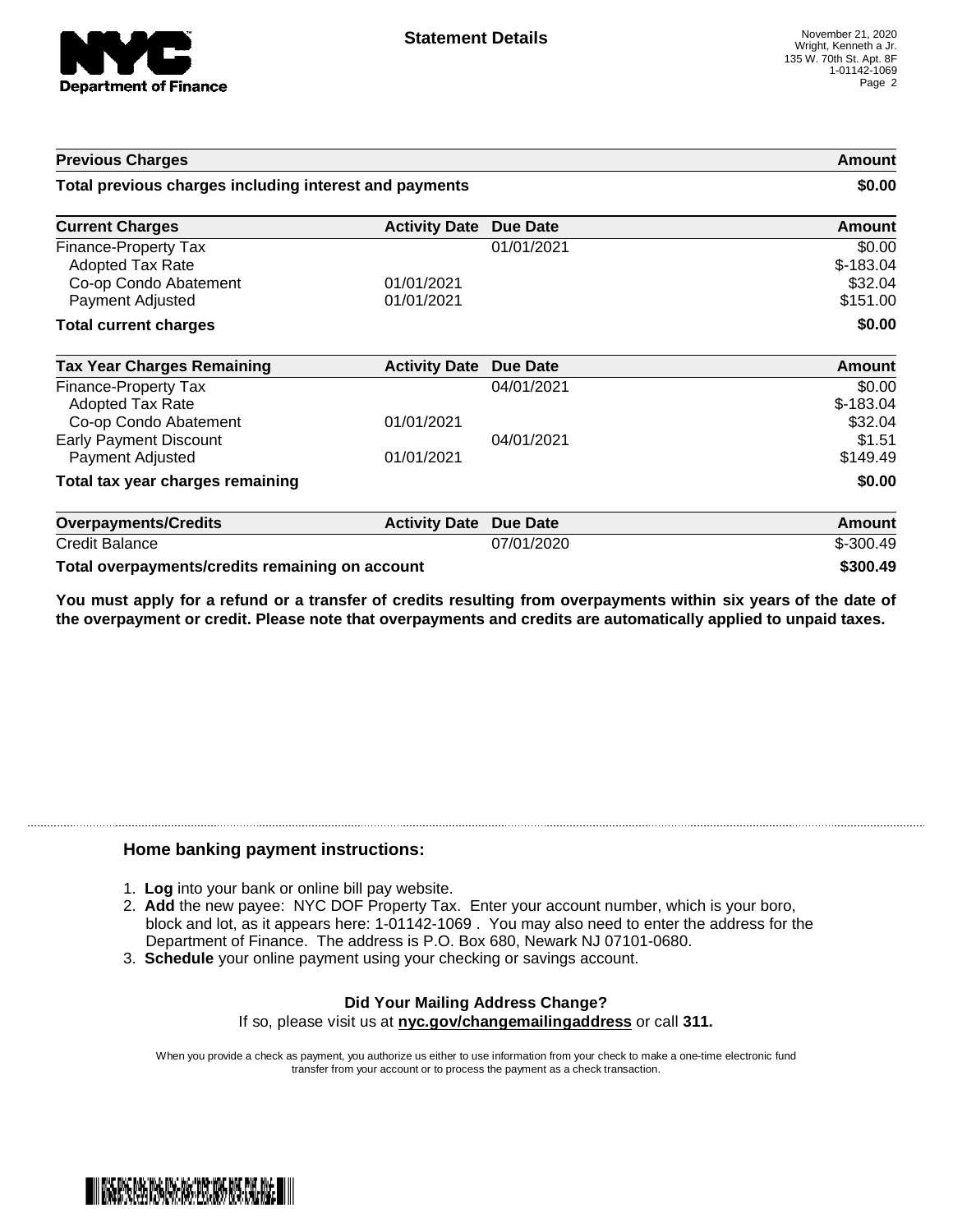**Statement Details**

November 21, 2020
Wright, Kenneth a Jr.
135 W. 70th St. Apt. 8F
1-01142-1069
Page 2

| Previous Charges | | | Amount |
|---|---|---|---|
| **Total previous charges including interest and payments** | | | **$0.00** |

| Current Charges | Activity Date | Due Date | Amount |
|---|---|---|---|
| Finance-Property Tax | | 01/01/2021 | $0.00 |
| Adopted Tax Rate | | | $-183.04 |
| Co-op Condo Abatement | 01/01/2021 | | $32.04 |
| Payment Adjusted | 01/01/2021 | | $151.00 |
| **Total current charges** | | | **$0.00** |

| Tax Year Charges Remaining | Activity Date | Due Date | Amount |
|---|---|---|---|
| Finance-Property Tax | | 04/01/2021 | $0.00 |
| Adopted Tax Rate | | | $-183.04 |
| Co-op Condo Abatement | 01/01/2021 | | $32.04 |
| Early Payment Discount | | 04/01/2021 | $1.51 |
| Payment Adjusted | 01/01/2021 | | $149.49 |
| **Total tax year charges remaining** | | | **$0.00** |

| Overpayments/Credits | Activity Date | Due Date | Amount |
|---|---|---|---|
| Credit Balance | | 07/01/2020 | $-300.49 |
| **Total overpayments/credits remaining on account** | | | **$300.49** |

**You must apply for a refund or a transfer of credits resulting from overpayments within six years of the date of the overpayment or credit. Please note that overpayments and credits are automatically applied to unpaid taxes.**

### Home banking payment instructions:

1. **Log** into your bank or online bill pay website.
2. **Add** the new payee: NYC DOF Property Tax. Enter your account number, which is your boro, block and lot, as it appears here: 1-01142-1069 . You may also need to enter the address for the Department of Finance. The address is P.O. Box 680, Newark NJ 07101-0680.
3. **Schedule** your online payment using your checking or savings account.

**Did Your Mailing Address Change?**
If so, please visit us at **nyc.gov/changemailingaddress** or call **311.**

When you provide a check as payment, you authorize us either to use information from your check to make a one-time electronic fund transfer from your account or to process the payment as a check transaction.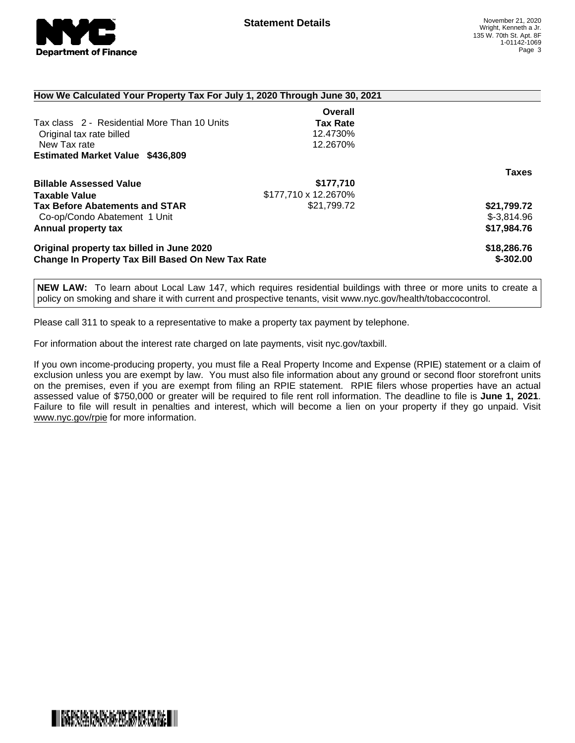## Statement Details

November 21, 2020
Wright, Kenneth a Jr.
135 W. 70th St. Apt. 8F
1-01142-1069

### How We Calculated Your Property Tax For July 1, 2020 Through June 30, 2021

| | | |
|---|---|---|
| | **Overall** | |
| Tax class 2 - Residential More Than 10 Units | **Tax Rate** | |
| Original tax rate billed | 12.4730% | |
| New Tax rate | 12.2670% | |
| **Estimated Market Value $436,809** | | |
| | | **Taxes** |
| **Billable Assessed Value** | **$177,710** | |
| **Taxable Value** | $177,710 x 12.2670% | |
| **Tax Before Abatements and STAR** | $21,799.72 | **$21,799.72** |
| Co-op/Condo Abatement 1 Unit | | $-3,814.96 |
| **Annual property tax** | | **$17,984.76** |
| **Original property tax billed in June 2020** | | **$18,286.76** |
| **Change In Property Tax Bill Based On New Tax Rate** | | **$-302.00** |

**NEW LAW:** To learn about Local Law 147, which requires residential buildings with three or more units to create a policy on smoking and share it with current and prospective tenants, visit www.nyc.gov/health/tobaccocontrol.

Please call 311 to speak to a representative to make a property tax payment by telephone.

For information about the interest rate charged on late payments, visit nyc.gov/taxbill.

If you own income-producing property, you must file a Real Property Income and Expense (RPIE) statement or a claim of exclusion unless you are exempt by law. You must also file information about any ground or second floor storefront units on the premises, even if you are exempt from filing an RPIE statement. RPIE filers whose properties have an actual assessed value of $750,000 or greater will be required to file rent roll information. The deadline to file is **June 1, 2021**. Failure to file will result in penalties and interest, which will become a lien on your property if they go unpaid. Visit www.nyc.gov/rpie for more information.